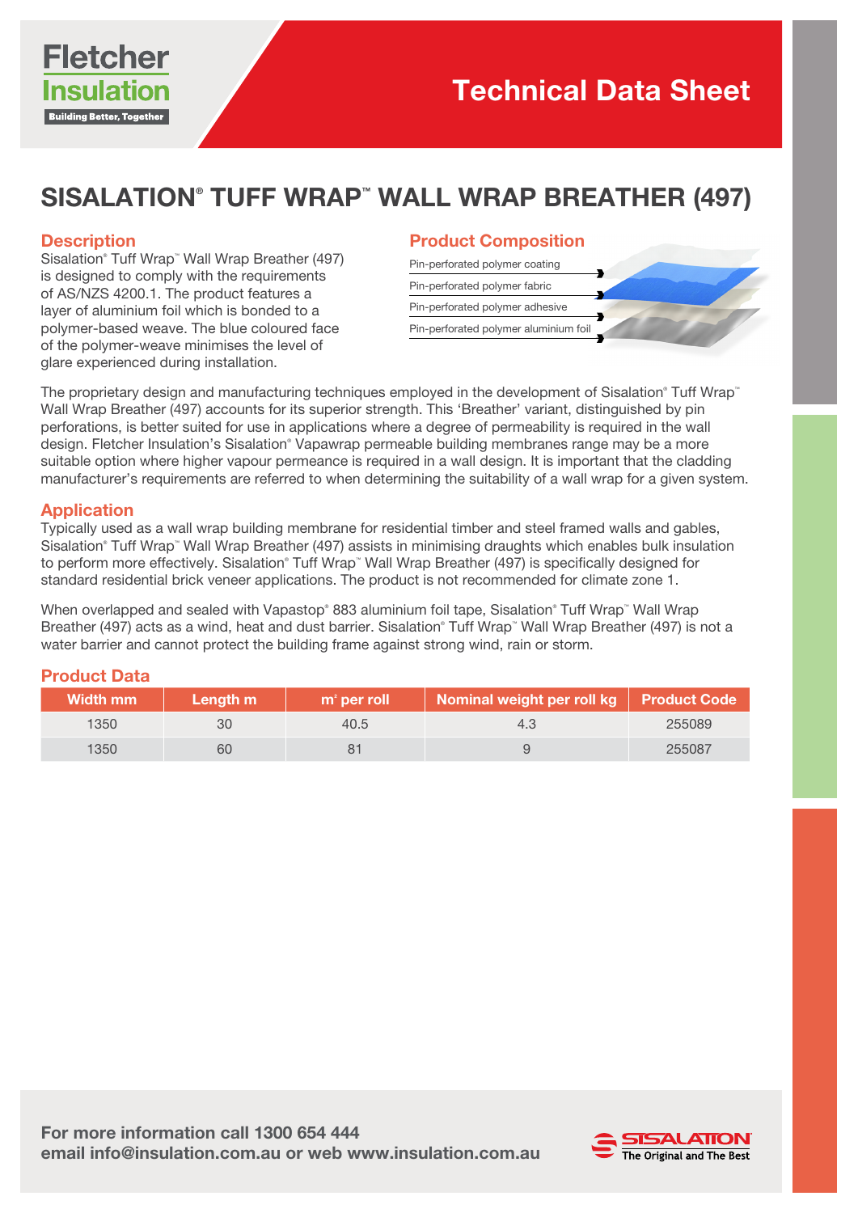Fletcher Insulation
Building Better, Together

# Technical Data Sheet

## SISALATION® TUFF WRAP™ WALL WRAP BREATHER (497)

### Description

Sisalation® Tuff Wrap™ Wall Wrap Breather (497) is designed to comply with the requirements of AS/NZS 4200.1. The product features a layer of aluminium foil which is bonded to a polymer-based weave. The blue coloured face of the polymer-weave minimises the level of glare experienced during installation.

### Product Composition

- Pin-perforated polymer coating
- Pin-perforated polymer fabric
- Pin-perforated polymer adhesive
- Pin-perforated polymer aluminium foil

The proprietary design and manufacturing techniques employed in the development of Sisalation® Tuff Wrap™ Wall Wrap Breather (497) accounts for its superior strength. This 'Breather' variant, distinguished by pin perforations, is better suited for use in applications where a degree of permeability is required in the wall design. Fletcher Insulation's Sisalation® Vapawrap permeable building membranes range may be a more suitable option where higher vapour permeance is required in a wall design. It is important that the cladding manufacturer's requirements are referred to when determining the suitability of a wall wrap for a given system.

### Application

Typically used as a wall wrap building membrane for residential timber and steel framed walls and gables, Sisalation® Tuff Wrap™ Wall Wrap Breather (497) assists in minimising draughts which enables bulk insulation to perform more effectively. Sisalation® Tuff Wrap™ Wall Wrap Breather (497) is specifically designed for standard residential brick veneer applications. The product is not recommended for climate zone 1.

When overlapped and sealed with Vapastop® 883 aluminium foil tape, Sisalation® Tuff Wrap™ Wall Wrap Breather (497) acts as a wind, heat and dust barrier. Sisalation® Tuff Wrap™ Wall Wrap Breather (497) is not a water barrier and cannot protect the building frame against strong wind, rain or storm.

### Product Data

| Width mm | Length m | m² per roll | Nominal weight per roll kg | Product Code |
|---|---|---|---|---|
| 1350 | 30 | 40.5 | 4.3 | 255089 |
| 1350 | 60 | 81 | 9 | 255087 |

**For more information call 1300 654 444**
**email info@insulation.com.au or web www.insulation.com.au**

SISALATION® The Original and The Best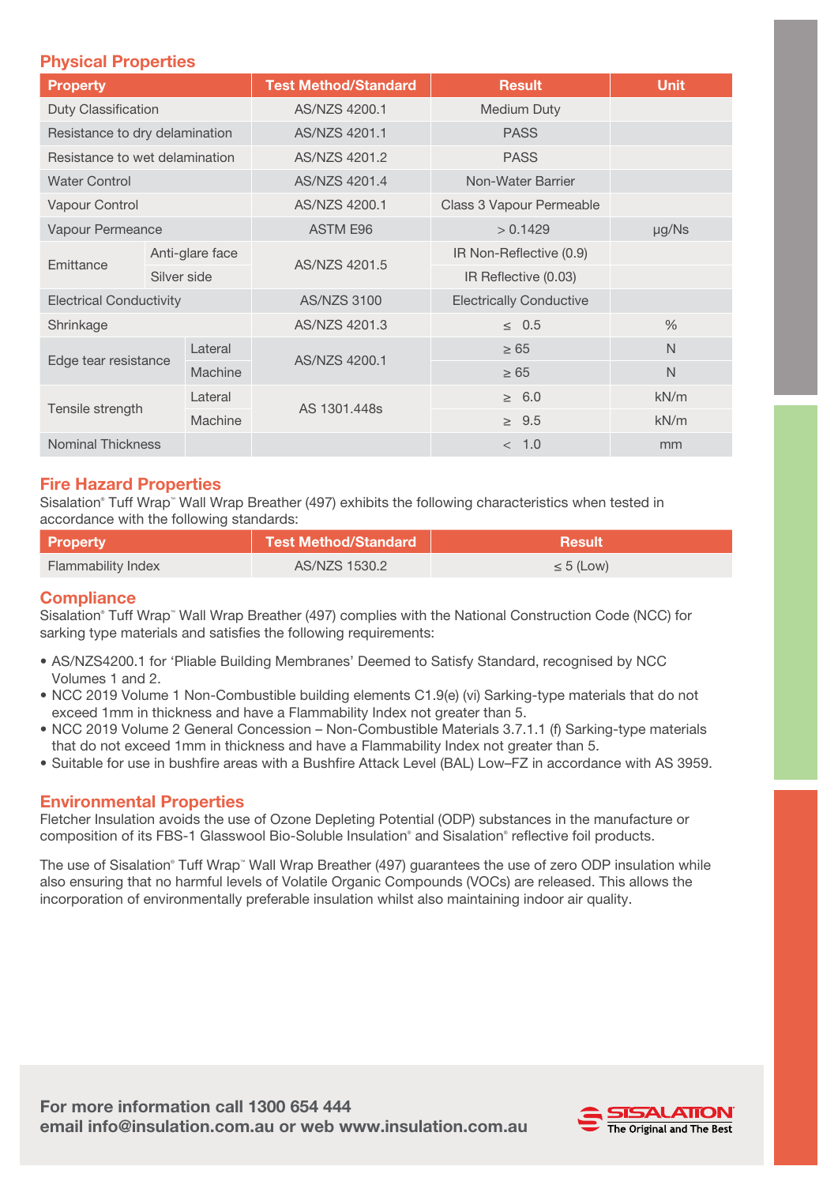## Physical Properties

| Property | | Test Method/Standard | Result | Unit |
|---|---|---|---|---|
| Duty Classification | | AS/NZS 4200.1 | Medium Duty | |
| Resistance to dry delamination | | AS/NZS 4201.1 | PASS | |
| Resistance to wet delamination | | AS/NZS 4201.2 | PASS | |
| Water Control | | AS/NZS 4201.4 | Non-Water Barrier | |
| Vapour Control | | AS/NZS 4200.1 | Class 3 Vapour Permeable | |
| Vapour Permeance | | ASTM E96 | > 0.1429 | µg/Ns |
| Emittance | Anti-glare face | AS/NZS 4201.5 | IR Non-Reflective (0.9) | |
| | Silver side | | IR Reflective (0.03) | |
| Electrical Conductivity | | AS/NZS 3100 | Electrically Conductive | |
| Shrinkage | | AS/NZS 4201.3 | ≤ 0.5 | % |
| Edge tear resistance | Lateral | AS/NZS 4200.1 | ≥ 65 | N |
| | Machine | | ≥ 65 | N |
| Tensile strength | Lateral | AS 1301.448s | ≥ 6.0 | kN/m |
| | Machine | | ≥ 9.5 | kN/m |
| Nominal Thickness | | | < 1.0 | mm |

## Fire Hazard Properties

Sisalation® Tuff Wrap™ Wall Wrap Breather (497) exhibits the following characteristics when tested in accordance with the following standards:

| Property | Test Method/Standard | Result |
|---|---|---|
| Flammability Index | AS/NZS 1530.2 | ≤ 5 (Low) |

## Compliance

Sisalation® Tuff Wrap™ Wall Wrap Breather (497) complies with the National Construction Code (NCC) for sarking type materials and satisfies the following requirements:

- AS/NZS4200.1 for 'Pliable Building Membranes' Deemed to Satisfy Standard, recognised by NCC Volumes 1 and 2.
- NCC 2019 Volume 1 Non-Combustible building elements C1.9(e) (vi) Sarking-type materials that do not exceed 1mm in thickness and have a Flammability Index not greater than 5.
- NCC 2019 Volume 2 General Concession – Non-Combustible Materials 3.7.1.1 (f) Sarking-type materials that do not exceed 1mm in thickness and have a Flammability Index not greater than 5.
- Suitable for use in bushfire areas with a Bushfire Attack Level (BAL) Low–FZ in accordance with AS 3959.

## Environmental Properties

Fletcher Insulation avoids the use of Ozone Depleting Potential (ODP) substances in the manufacture or composition of its FBS-1 Glasswool Bio-Soluble Insulation® and Sisalation® reflective foil products.

The use of Sisalation® Tuff Wrap™ Wall Wrap Breather (497) guarantees the use of zero ODP insulation while also ensuring that no harmful levels of Volatile Organic Compounds (VOCs) are released. This allows the incorporation of environmentally preferable insulation whilst also maintaining indoor air quality.

**For more information call 1300 654 444**
**email info@insulation.com.au or web www.insulation.com.au**

SISALATION® The Original and The Best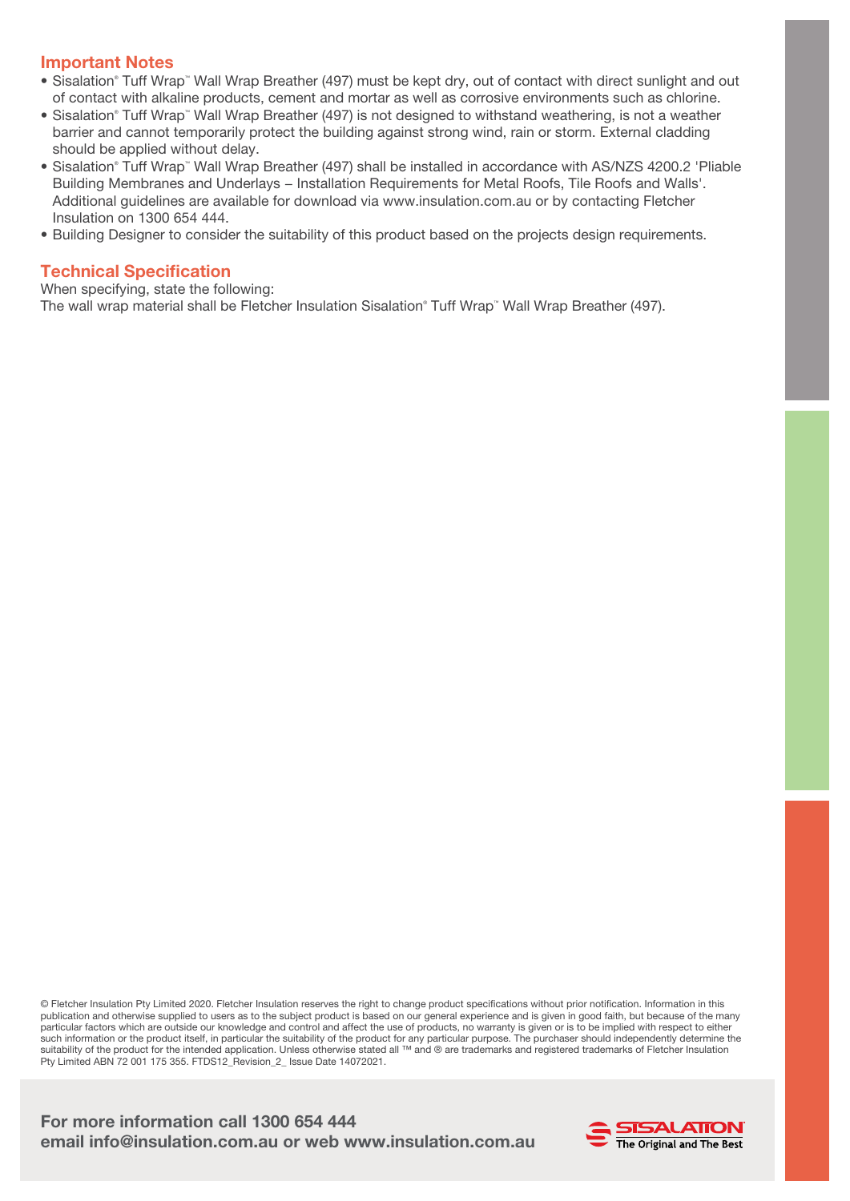## Important Notes

- Sisalation® Tuff Wrap™ Wall Wrap Breather (497) must be kept dry, out of contact with direct sunlight and out of contact with alkaline products, cement and mortar as well as corrosive environments such as chlorine.
- Sisalation® Tuff Wrap™ Wall Wrap Breather (497) is not designed to withstand weathering, is not a weather barrier and cannot temporarily protect the building against strong wind, rain or storm. External cladding should be applied without delay.
- Sisalation® Tuff Wrap™ Wall Wrap Breather (497) shall be installed in accordance with AS/NZS 4200.2 'Pliable Building Membranes and Underlays – Installation Requirements for Metal Roofs, Tile Roofs and Walls'. Additional guidelines are available for download via www.insulation.com.au or by contacting Fletcher Insulation on 1300 654 444.
- Building Designer to consider the suitability of this product based on the projects design requirements.

## Technical Specification

When specifying, state the following:
The wall wrap material shall be Fletcher Insulation Sisalation® Tuff Wrap™ Wall Wrap Breather (497).

© Fletcher Insulation Pty Limited 2020. Fletcher Insulation reserves the right to change product specifications without prior notification. Information in this publication and otherwise supplied to users as to the subject product is based on our general experience and is given in good faith, but because of the many particular factors which are outside our knowledge and control and affect the use of products, no warranty is given or is to be implied with respect to either such information or the product itself, in particular the suitability of the product for any particular purpose. The purchaser should independently determine the suitability of the product for the intended application. Unless otherwise stated all ™ and ® are trademarks and registered trademarks of Fletcher Insulation Pty Limited ABN 72 001 175 355. FTDS12_Revision_2_ Issue Date 14072021.

**For more information call 1300 654 444**
**email info@insulation.com.au or web www.insulation.com.au**

SISALATION® The Original and The Best